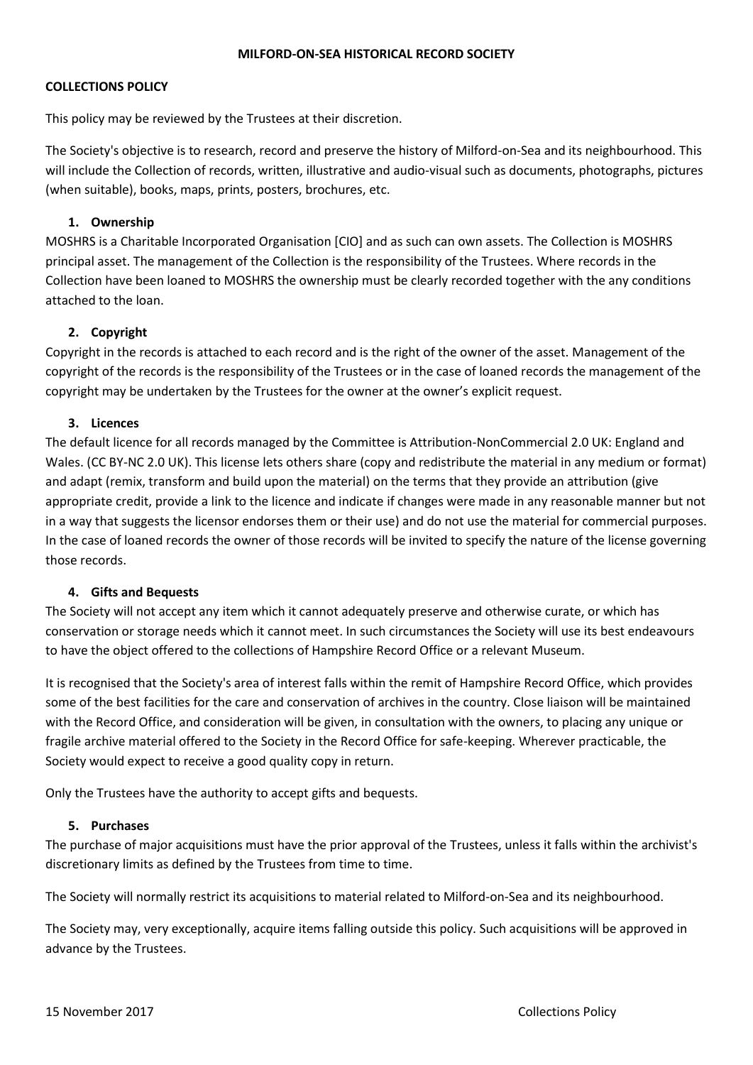# MILFORD-ON-SEA HISTORICAL RECORD SOCIETY

## COLLECTIONS POLICY

This policy may be reviewed by the Trustees at their discretion.

The Society's objective is to research, record and preserve the history of Milford-on-Sea and its neighbourhood. This will include the Collection of records, written, illustrative and audio-visual such as documents, photographs, pictures (when suitable), books, maps, prints, posters, brochures, etc.

### 1. Ownership

MOSHRS is a Charitable Incorporated Organisation [CIO] and as such can own assets. The Collection is MOSHRS principal asset. The management of the Collection is the responsibility of the Trustees. Where records in the Collection have been loaned to MOSHRS the ownership must be clearly recorded together with the any conditions attached to the loan.

### 2. Copyright

Copyright in the records is attached to each record and is the right of the owner of the asset. Management of the copyright of the records is the responsibility of the Trustees or in the case of loaned records the management of the copyright may be undertaken by the Trustees for the owner at the owner's explicit request.

### 3. Licences

The default licence for all records managed by the Committee is Attribution-NonCommercial 2.0 UK: England and Wales. (CC BY-NC 2.0 UK). This license lets others share (copy and redistribute the material in any medium or format) and adapt (remix, transform and build upon the material) on the terms that they provide an attribution (give appropriate credit, provide a link to the licence and indicate if changes were made in any reasonable manner but not in a way that suggests the licensor endorses them or their use) and do not use the material for commercial purposes. In the case of loaned records the owner of those records will be invited to specify the nature of the license governing those records.

### 4. Gifts and Bequests

The Society will not accept any item which it cannot adequately preserve and otherwise curate, or which has conservation or storage needs which it cannot meet. In such circumstances the Society will use its best endeavours to have the object offered to the collections of Hampshire Record Office or a relevant Museum.

It is recognised that the Society's area of interest falls within the remit of Hampshire Record Office, which provides some of the best facilities for the care and conservation of archives in the country. Close liaison will be maintained with the Record Office, and consideration will be given, in consultation with the owners, to placing any unique or fragile archive material offered to the Society in the Record Office for safe-keeping. Wherever practicable, the Society would expect to receive a good quality copy in return.

Only the Trustees have the authority to accept gifts and bequests.

### 5. Purchases

The purchase of major acquisitions must have the prior approval of the Trustees, unless it falls within the archivist's discretionary limits as defined by the Trustees from time to time.

The Society will normally restrict its acquisitions to material related to Milford-on-Sea and its neighbourhood.

The Society may, very exceptionally, acquire items falling outside this policy. Such acquisitions will be approved in advance by the Trustees.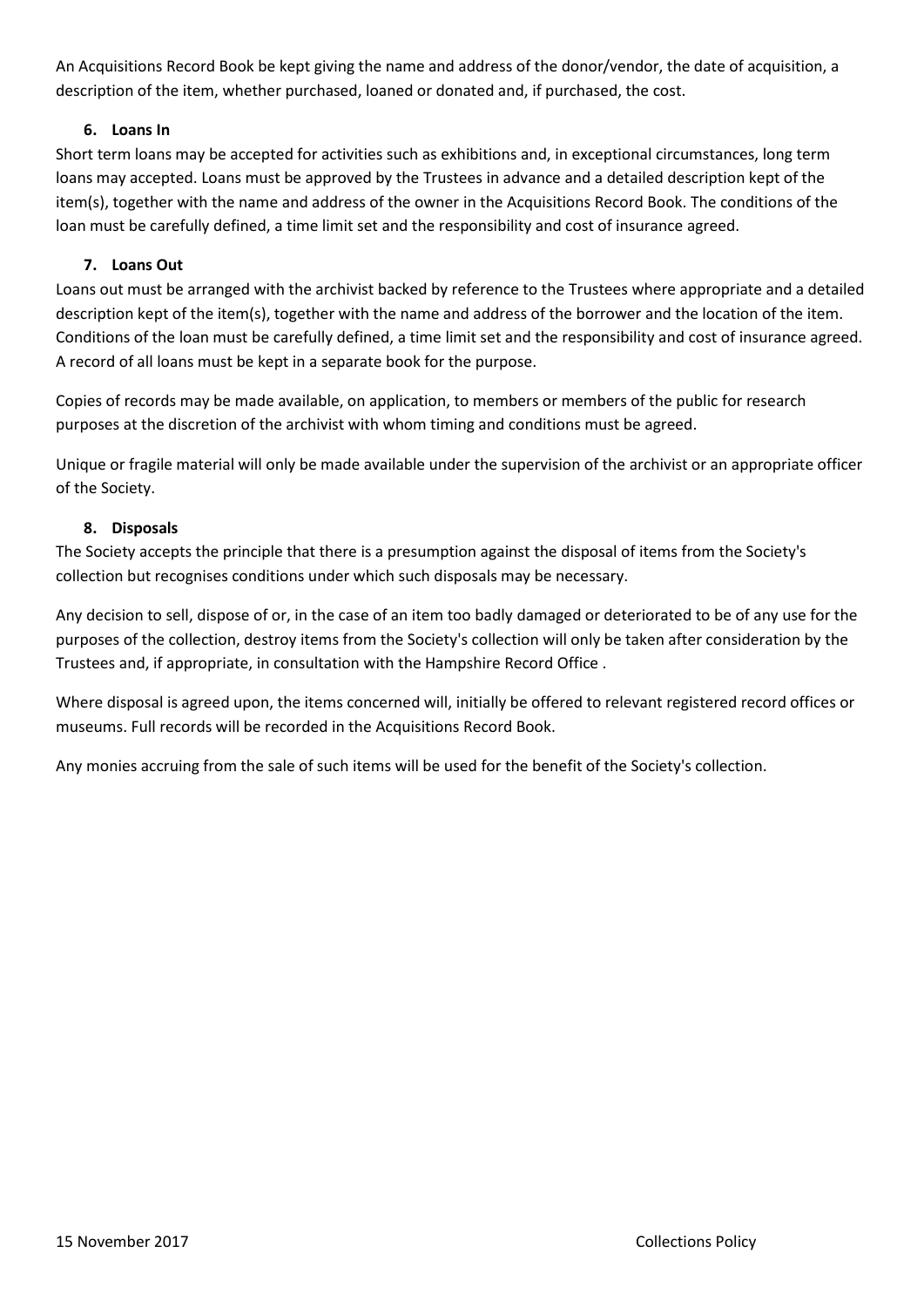An Acquisitions Record Book be kept giving the name and address of the donor/vendor, the date of acquisition, a description of the item, whether purchased, loaned or donated and, if purchased, the cost.

### 6. Loans In

Short term loans may be accepted for activities such as exhibitions and, in exceptional circumstances, long term loans may accepted. Loans must be approved by the Trustees in advance and a detailed description kept of the item(s), together with the name and address of the owner in the Acquisitions Record Book. The conditions of the loan must be carefully defined, a time limit set and the responsibility and cost of insurance agreed.

### 7. Loans Out

Loans out must be arranged with the archivist backed by reference to the Trustees where appropriate and a detailed description kept of the item(s), together with the name and address of the borrower and the location of the item. Conditions of the loan must be carefully defined, a time limit set and the responsibility and cost of insurance agreed. A record of all loans must be kept in a separate book for the purpose.

Copies of records may be made available, on application, to members or members of the public for research purposes at the discretion of the archivist with whom timing and conditions must be agreed.

Unique or fragile material will only be made available under the supervision of the archivist or an appropriate officer of the Society.

### 8. Disposals

The Society accepts the principle that there is a presumption against the disposal of items from the Society's collection but recognises conditions under which such disposals may be necessary.

Any decision to sell, dispose of or, in the case of an item too badly damaged or deteriorated to be of any use for the purposes of the collection, destroy items from the Society's collection will only be taken after consideration by the Trustees and, if appropriate, in consultation with the Hampshire Record Office .

Where disposal is agreed upon, the items concerned will, initially be offered to relevant registered record offices or museums. Full records will be recorded in the Acquisitions Record Book.

Any monies accruing from the sale of such items will be used for the benefit of the Society's collection.